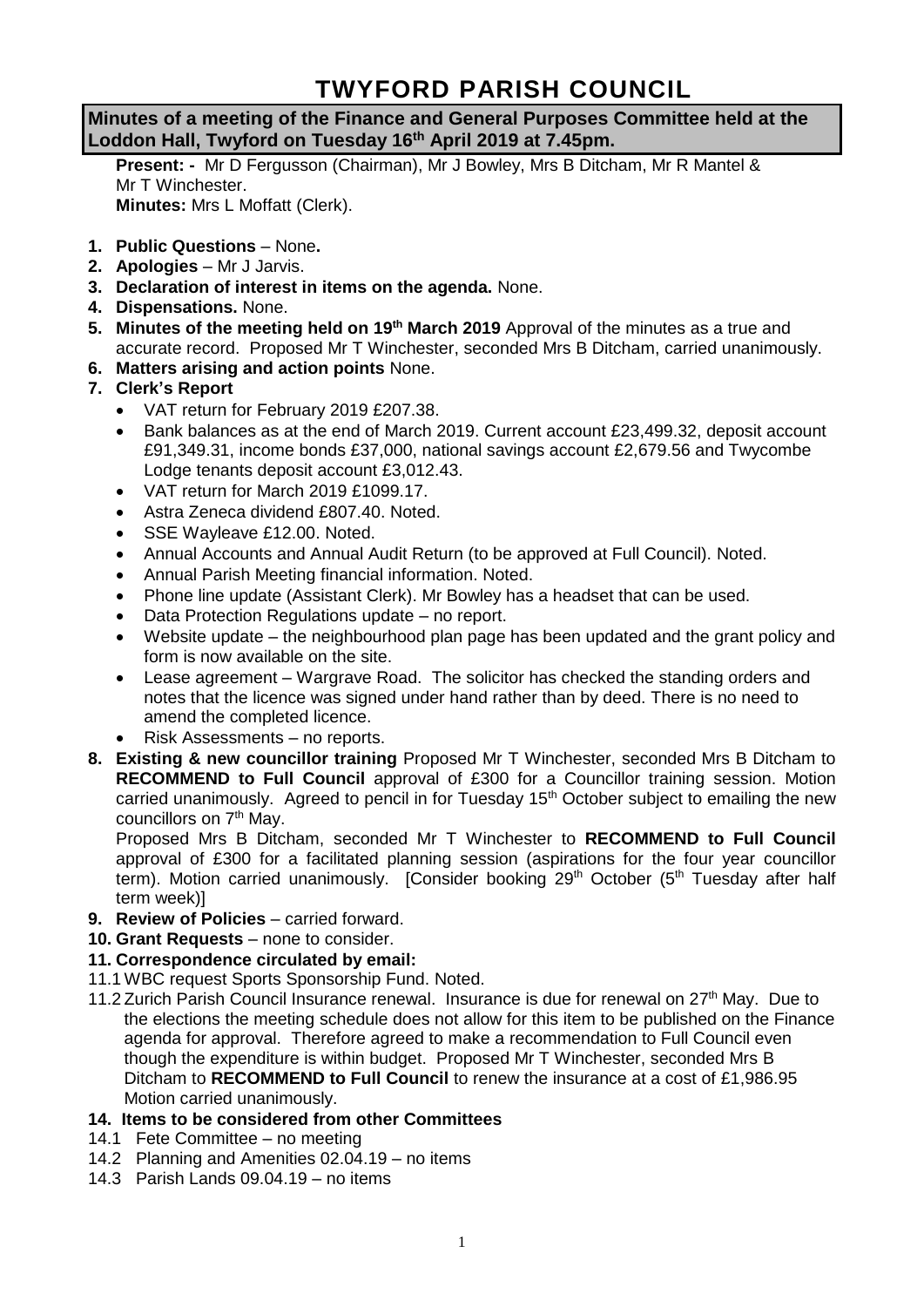# TWYFORD PARISH COUNCIL

**Minutes of a meeting of the Finance and General Purposes Committee held at the Loddon Hall, Twyford on Tuesday 16th April 2019 at 7.45pm.**

**Present: -** Mr D Fergusson (Chairman), Mr J Bowley, Mrs B Ditcham, Mr R Mantel & Mr T Winchester.
**Minutes:** Mrs L Moffatt (Clerk).

1. **Public Questions** – None**.**
2. **Apologies** – Mr J Jarvis.
3. **Declaration of interest in items on the agenda.** None.
4. **Dispensations.** None.
5. **Minutes of the meeting held on 19th March 2019** Approval of the minutes as a true and accurate record. Proposed Mr T Winchester, seconded Mrs B Ditcham, carried unanimously.
6. **Matters arising and action points** None.
7. **Clerk's Report**
   - VAT return for February 2019 £207.38.
   - Bank balances as at the end of March 2019. Current account £23,499.32, deposit account £91,349.31, income bonds £37,000, national savings account £2,679.56 and Twycombe Lodge tenants deposit account £3,012.43.
   - VAT return for March 2019 £1099.17.
   - Astra Zeneca dividend £807.40. Noted.
   - SSE Wayleave £12.00. Noted.
   - Annual Accounts and Annual Audit Return (to be approved at Full Council). Noted.
   - Annual Parish Meeting financial information. Noted.
   - Phone line update (Assistant Clerk). Mr Bowley has a headset that can be used.
   - Data Protection Regulations update – no report.
   - Website update – the neighbourhood plan page has been updated and the grant policy and form is now available on the site.
   - Lease agreement – Wargrave Road. The solicitor has checked the standing orders and notes that the licence was signed under hand rather than by deed. There is no need to amend the completed licence.
   - Risk Assessments – no reports.
8. **Existing & new councillor training** Proposed Mr T Winchester, seconded Mrs B Ditcham to **RECOMMEND to Full Council** approval of £300 for a Councillor training session. Motion carried unanimously. Agreed to pencil in for Tuesday 15th October subject to emailing the new councillors on 7th May.

   Proposed Mrs B Ditcham, seconded Mr T Winchester to **RECOMMEND to Full Council** approval of £300 for a facilitated planning session (aspirations for the four year councillor term). Motion carried unanimously. [Consider booking 29th October (5th Tuesday after half term week)]
9. **Review of Policies** – carried forward.
10. **Grant Requests** – none to consider.
11. **Correspondence circulated by email:**

11.1 WBC request Sports Sponsorship Fund. Noted.

11.2 Zurich Parish Council Insurance renewal. Insurance is due for renewal on 27th May. Due to the elections the meeting schedule does not allow for this item to be published on the Finance agenda for approval. Therefore agreed to make a recommendation to Full Council even though the expenditure is within budget. Proposed Mr T Winchester, seconded Mrs B Ditcham to **RECOMMEND to Full Council** to renew the insurance at a cost of £1,986.95 Motion carried unanimously.

**14. Items to be considered from other Committees**

14.1 Fete Committee – no meeting

14.2 Planning and Amenities 02.04.19 – no items

14.3 Parish Lands 09.04.19 – no items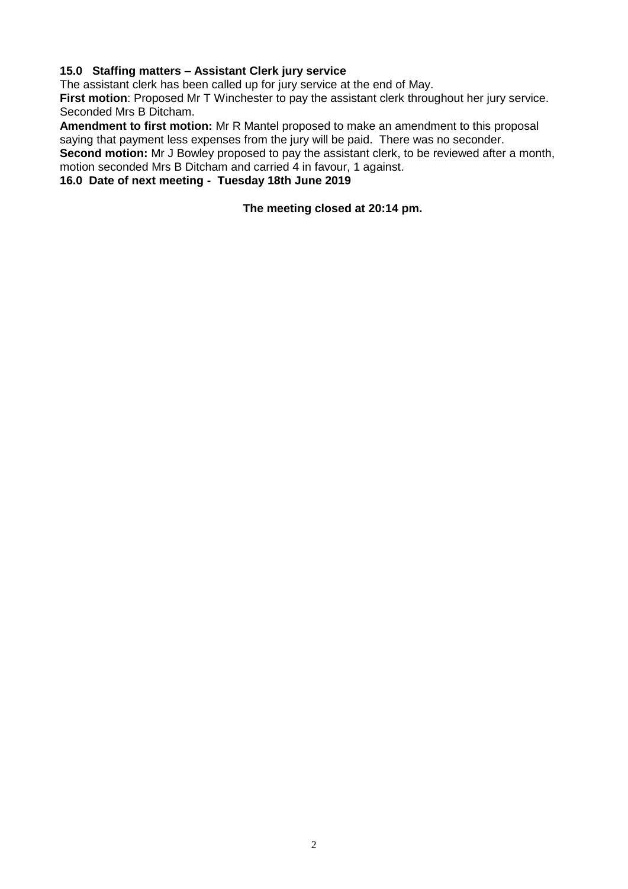**15.0 Staffing matters – Assistant Clerk jury service**

The assistant clerk has been called up for jury service at the end of May.

**First motion**: Proposed Mr T Winchester to pay the assistant clerk throughout her jury service. Seconded Mrs B Ditcham.

**Amendment to first motion:** Mr R Mantel proposed to make an amendment to this proposal saying that payment less expenses from the jury will be paid. There was no seconder.

**Second motion:** Mr J Bowley proposed to pay the assistant clerk, to be reviewed after a month, motion seconded Mrs B Ditcham and carried 4 in favour, 1 against.

**16.0 Date of next meeting - Tuesday 18th June 2019**

**The meeting closed at 20:14 pm.**